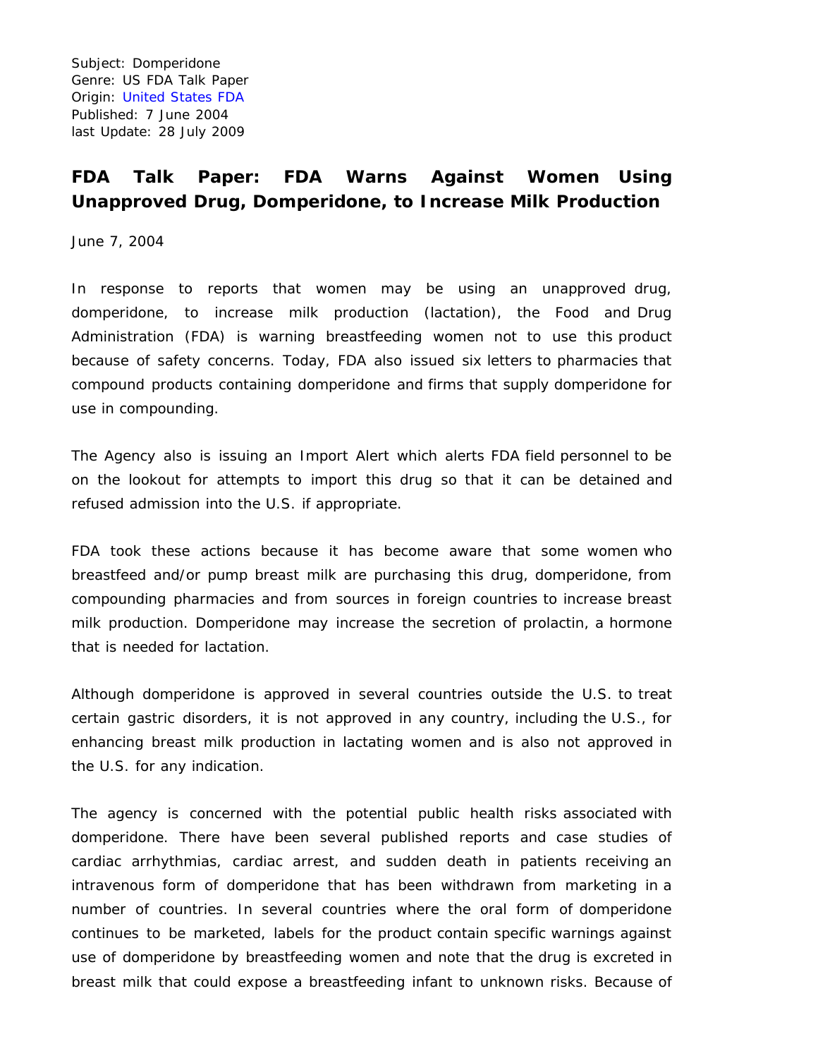Subject: Domperidone
Genre: US FDA Talk Paper
Origin: United States FDA
Published: 7 June 2004
last Update: 28 July 2009

# FDA Talk Paper: FDA Warns Against Women Using Unapproved Drug, Domperidone, to Increase Milk Production

June 7, 2004

In response to reports that women may be using an unapproved drug, domperidone, to increase milk production (lactation), the Food and Drug Administration (FDA) is warning breastfeeding women not to use this product because of safety concerns. Today, FDA also issued six letters to pharmacies that compound products containing domperidone and firms that supply domperidone for use in compounding.

The Agency also is issuing an Import Alert which alerts FDA field personnel to be on the lookout for attempts to import this drug so that it can be detained and refused admission into the U.S. if appropriate.

FDA took these actions because it has become aware that some women who breastfeed and/or pump breast milk are purchasing this drug, domperidone, from compounding pharmacies and from sources in foreign countries to increase breast milk production. Domperidone may increase the secretion of prolactin, a hormone that is needed for lactation.

Although domperidone is approved in several countries outside the U.S. to treat certain gastric disorders, it is not approved in any country, including the U.S., for enhancing breast milk production in lactating women and is also not approved in the U.S. for any indication.

The agency is concerned with the potential public health risks associated with domperidone. There have been several published reports and case studies of cardiac arrhythmias, cardiac arrest, and sudden death in patients receiving an intravenous form of domperidone that has been withdrawn from marketing in a number of countries. In several countries where the oral form of domperidone continues to be marketed, labels for the product contain specific warnings against use of domperidone by breastfeeding women and note that the drug is excreted in breast milk that could expose a breastfeeding infant to unknown risks. Because of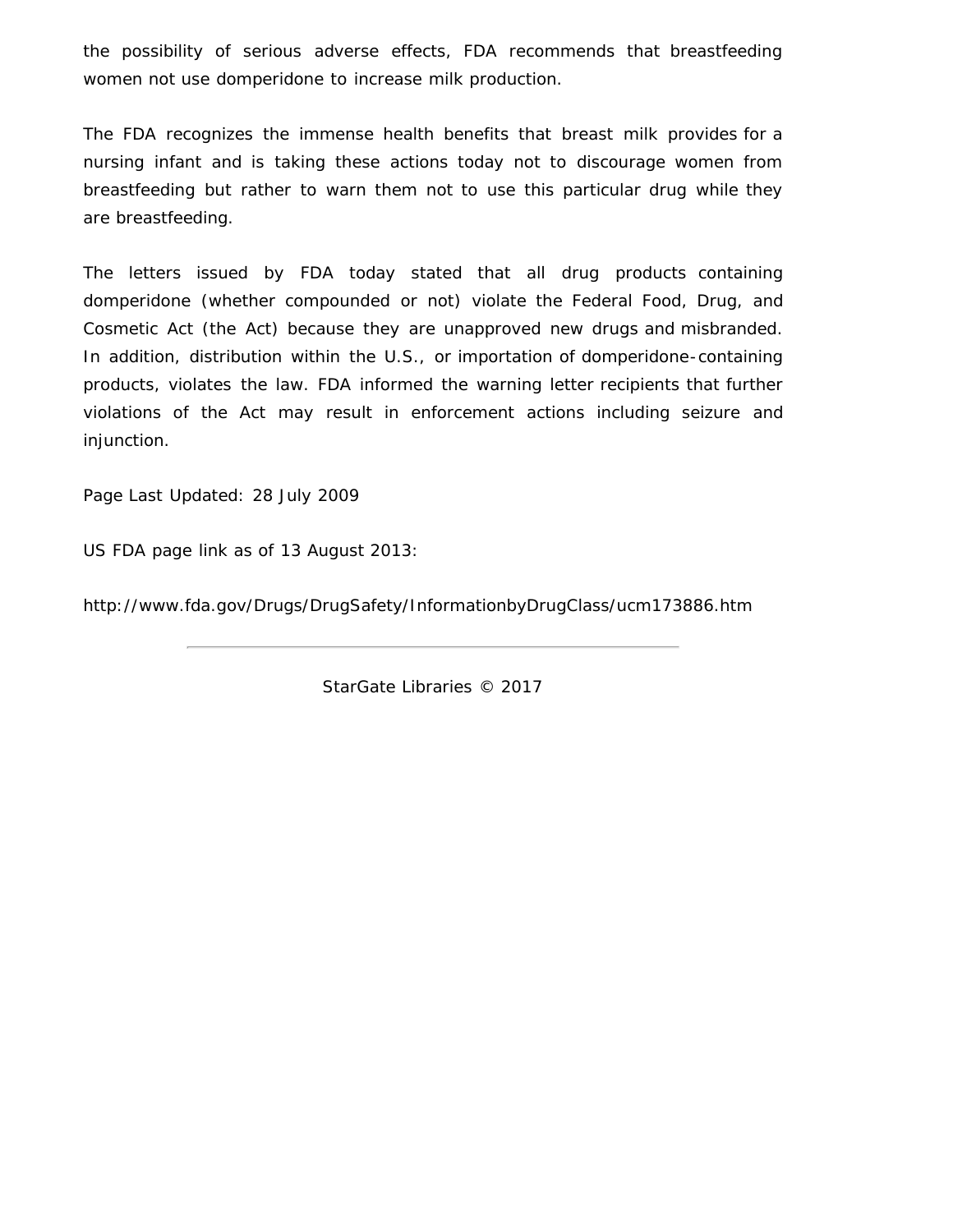the possibility of serious adverse effects, FDA recommends that breastfeeding women not use domperidone to increase milk production.

The FDA recognizes the immense health benefits that breast milk provides for a nursing infant and is taking these actions today not to discourage women from breastfeeding but rather to warn them not to use this particular drug while they are breastfeeding.

The letters issued by FDA today stated that all drug products containing domperidone (whether compounded or not) violate the Federal Food, Drug, and Cosmetic Act (the Act) because they are unapproved new drugs and misbranded. In addition, distribution within the U.S., or importation of domperidone-containing products, violates the law. FDA informed the warning letter recipients that further violations of the Act may result in enforcement actions including seizure and injunction.

Page Last Updated: 28 July 2009

US FDA page link as of 13 August 2013:

http://www.fda.gov/Drugs/DrugSafety/InformationbyDrugClass/ucm173886.htm

---

StarGate Libraries © 2017